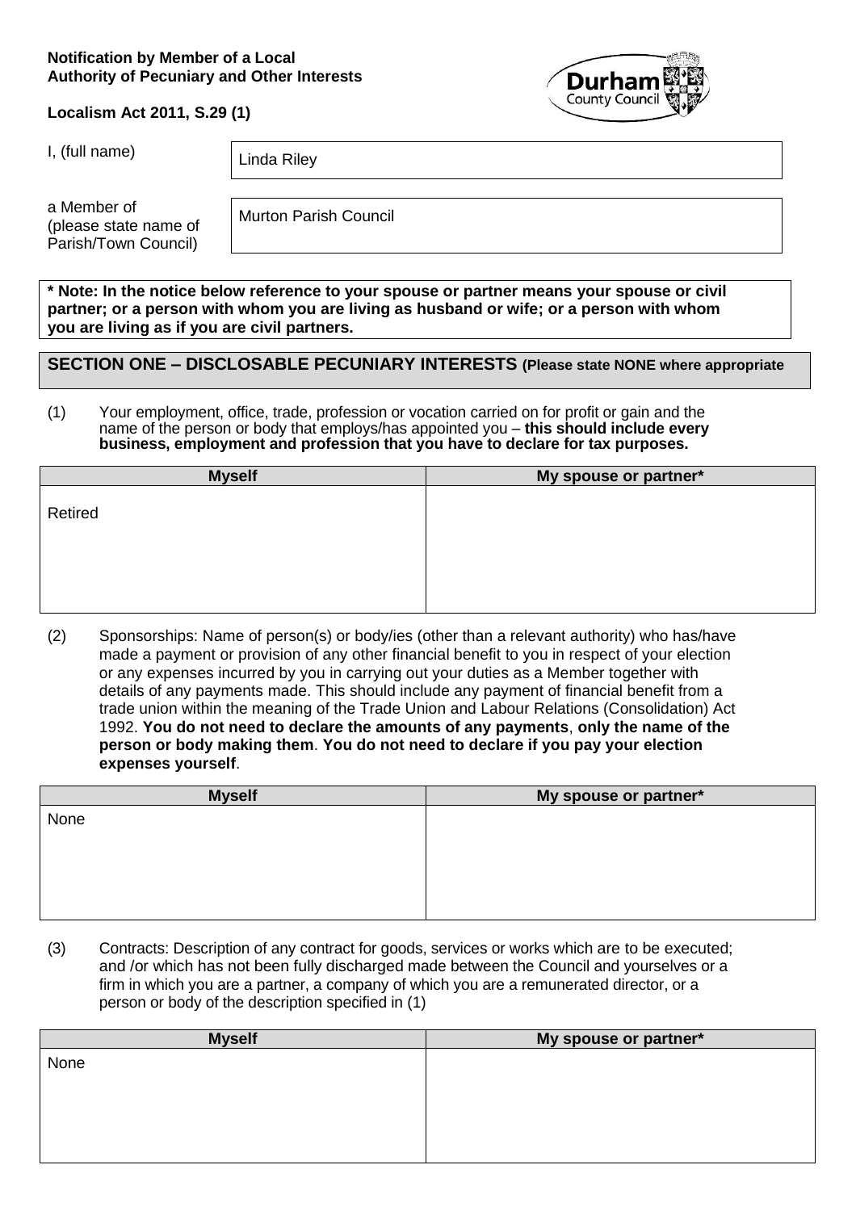**Notification by Member of a Local Authority of Pecuniary and Other Interests**

**Localism Act 2011, S.29 (1)**

| | |
|---|---|
| I, (full name) | Linda Riley |
| a Member of (please state name of Parish/Town Council) | Murton Parish Council |

**\* Note: In the notice below reference to your spouse or partner means your spouse or civil partner; or a person with whom you are living as husband or wife; or a person with whom you are living as if you are civil partners.**

## SECTION ONE – DISCLOSABLE PECUNIARY INTERESTS (Please state NONE where appropriate

(1) Your employment, office, trade, profession or vocation carried on for profit or gain and the name of the person or body that employs/has appointed you – **this should include every business, employment and profession that you have to declare for tax purposes.**

| Myself | My spouse or partner* |
|---|---|
| Retired | |

(2) Sponsorships: Name of person(s) or body/ies (other than a relevant authority) who has/have made a payment or provision of any other financial benefit to you in respect of your election or any expenses incurred by you in carrying out your duties as a Member together with details of any payments made. This should include any payment of financial benefit from a trade union within the meaning of the Trade Union and Labour Relations (Consolidation) Act 1992. **You do not need to declare the amounts of any payments**, **only the name of the person or body making them**. **You do not need to declare if you pay your election expenses yourself**.

| Myself | My spouse or partner* |
|---|---|
| None | |

(3) Contracts: Description of any contract for goods, services or works which are to be executed; and /or which has not been fully discharged made between the Council and yourselves or a firm in which you are a partner, a company of which you are a remunerated director, or a person or body of the description specified in (1)

| Myself | My spouse or partner* |
|---|---|
| None | |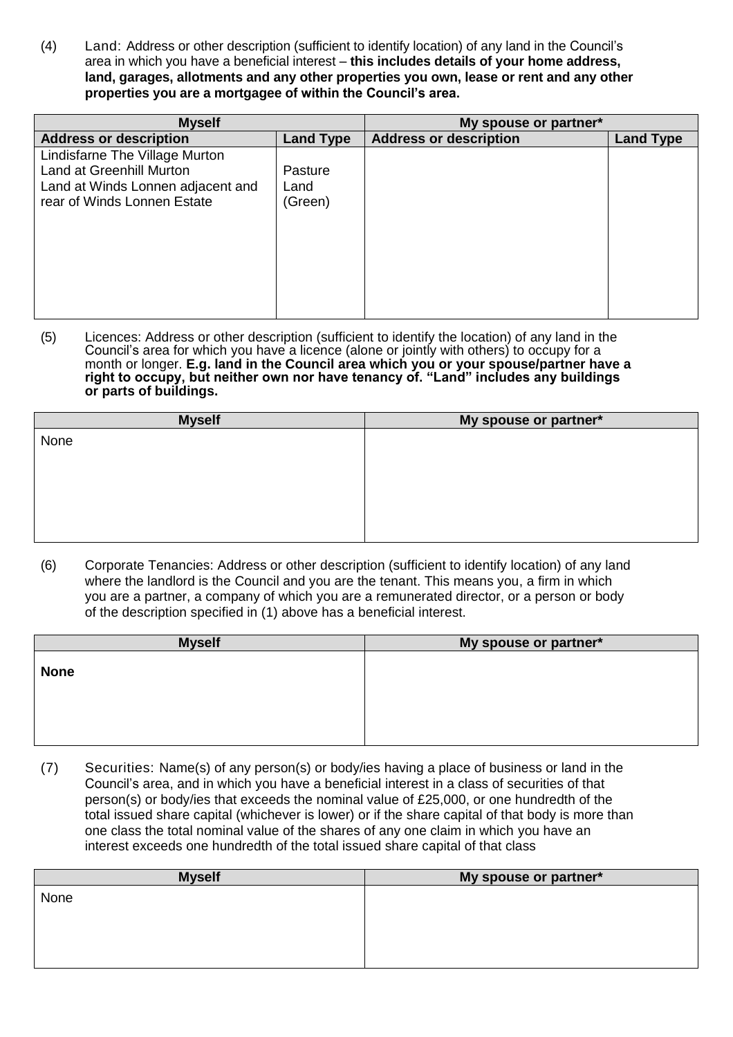(4) Land: Address or other description (sufficient to identify location) of any land in the Council's area in which you have a beneficial interest – **this includes details of your home address, land, garages, allotments and any other properties you own, lease or rent and any other properties you are a mortgagee of within the Council's area.**

| Myself | | My spouse or partner* | |
|---|---|---|---|
| **Address or description** | **Land Type** | **Address or description** | **Land Type** |
| Lindisfarne The Village Murton<br>Land at Greenhill Murton<br>Land at Winds Lonnen adjacent and rear of Winds Lonnen Estate | <br>Pasture<br>Land<br>(Green) | | |

(5) Licences: Address or other description (sufficient to identify the location) of any land in the Council's area for which you have a licence (alone or jointly with others) to occupy for a month or longer. **E.g. land in the Council area which you or your spouse/partner have a right to occupy, but neither own nor have tenancy of. "Land" includes any buildings or parts of buildings.**

| Myself | My spouse or partner* |
|---|---|
| None | |

(6) Corporate Tenancies: Address or other description (sufficient to identify location) of any land where the landlord is the Council and you are the tenant. This means you, a firm in which you are a partner, a company of which you are a remunerated director, or a person or body of the description specified in (1) above has a beneficial interest.

| Myself | My spouse or partner* |
|---|---|
| **None** | |

(7) Securities: Name(s) of any person(s) or body/ies having a place of business or land in the Council's area, and in which you have a beneficial interest in a class of securities of that person(s) or body/ies that exceeds the nominal value of £25,000, or one hundredth of the total issued share capital (whichever is lower) or if the share capital of that body is more than one class the total nominal value of the shares of any one claim in which you have an interest exceeds one hundredth of the total issued share capital of that class

| Myself | My spouse or partner* |
|---|---|
| None | |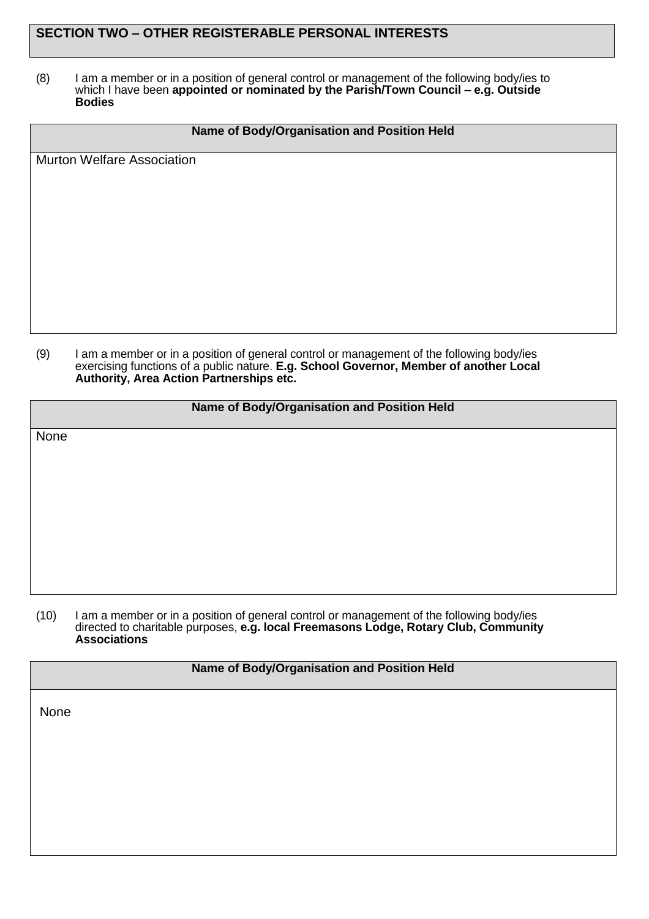## SECTION TWO – OTHER REGISTERABLE PERSONAL INTERESTS

(8) I am a member or in a position of general control or management of the following body/ies to which I have been **appointed or nominated by the Parish/Town Council – e.g. Outside Bodies**

| Name of Body/Organisation and Position Held |
| --- |
| Murton Welfare Association |

(9) I am a member or in a position of general control or management of the following body/ies exercising functions of a public nature. **E.g. School Governor, Member of another Local Authority, Area Action Partnerships etc.**

| Name of Body/Organisation and Position Held |
| --- |
| None |

(10) I am a member or in a position of general control or management of the following body/ies directed to charitable purposes, **e.g. local Freemasons Lodge, Rotary Club, Community Associations**

| Name of Body/Organisation and Position Held |
| --- |
| None |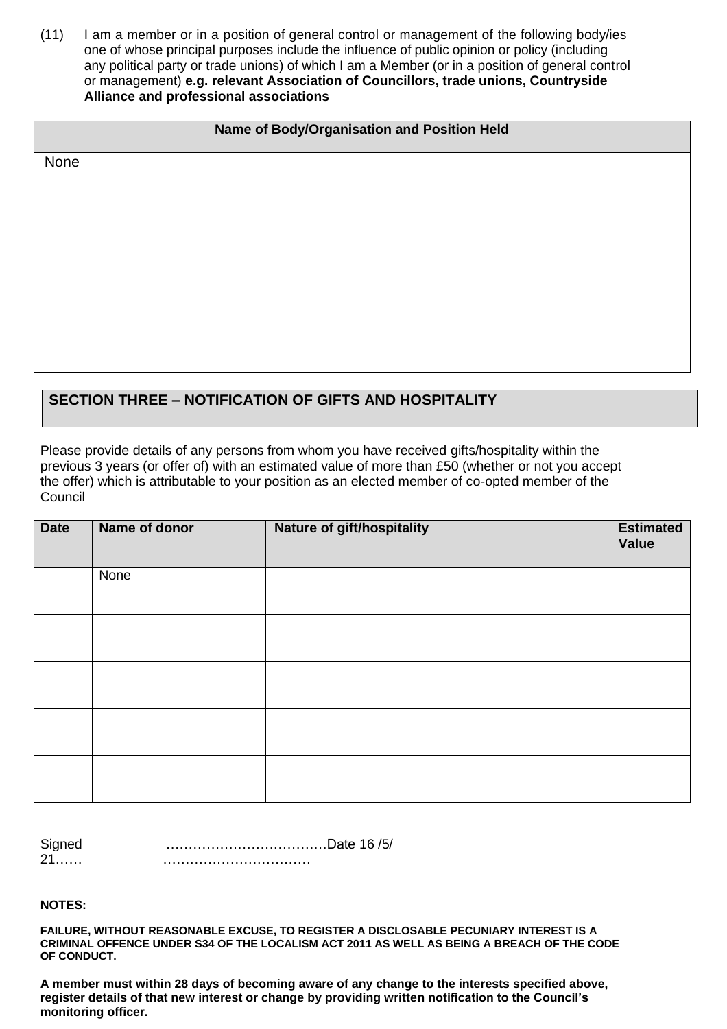(11) I am a member or in a position of general control or management of the following body/ies one of whose principal purposes include the influence of public opinion or policy (including any political party or trade unions) of which I am a Member (or in a position of general control or management) **e.g. relevant Association of Councillors, trade unions, Countryside Alliance and professional associations**

| Name of Body/Organisation and Position Held |
|---|
| None |

## SECTION THREE – NOTIFICATION OF GIFTS AND HOSPITALITY

Please provide details of any persons from whom you have received gifts/hospitality within the previous 3 years (or offer of) with an estimated value of more than £50 (whether or not you accept the offer) which is attributable to your position as an elected member of co-opted member of the Council

| Date | Name of donor | Nature of gift/hospitality | Estimated Value |
|---|---|---|---|
| | None | | |
| | | | |
| | | | |
| | | | |
| | | | |

Signed ………………………………Date 16 /5/ 21…… ……………………………

**NOTES:**

**FAILURE, WITHOUT REASONABLE EXCUSE, TO REGISTER A DISCLOSABLE PECUNIARY INTEREST IS A CRIMINAL OFFENCE UNDER S34 OF THE LOCALISM ACT 2011 AS WELL AS BEING A BREACH OF THE CODE OF CONDUCT.**

**A member must within 28 days of becoming aware of any change to the interests specified above, register details of that new interest or change by providing written notification to the Council's monitoring officer.**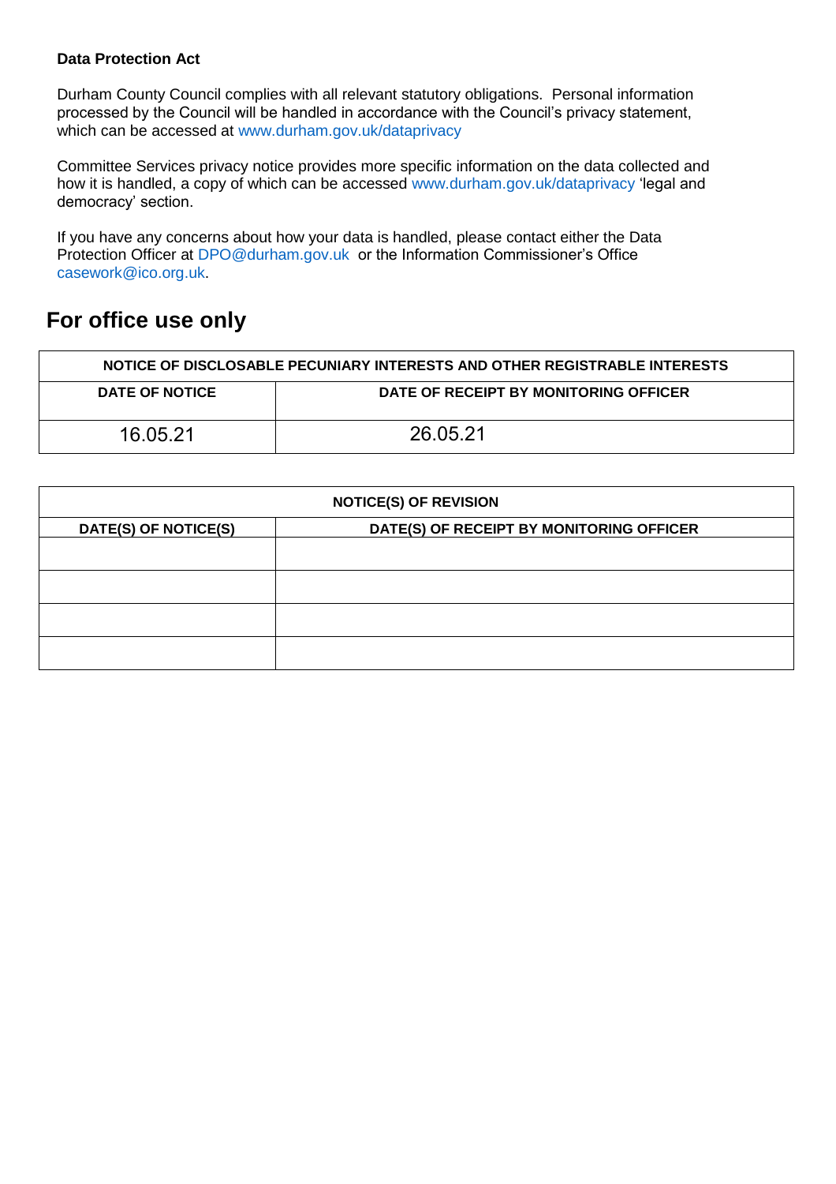**Data Protection Act**

Durham County Council complies with all relevant statutory obligations. Personal information processed by the Council will be handled in accordance with the Council's privacy statement, which can be accessed at www.durham.gov.uk/dataprivacy

Committee Services privacy notice provides more specific information on the data collected and how it is handled, a copy of which can be accessed www.durham.gov.uk/dataprivacy 'legal and democracy' section.

If you have any concerns about how your data is handled, please contact either the Data Protection Officer at DPO@durham.gov.uk or the Information Commissioner's Office casework@ico.org.uk.

## For office use only

| NOTICE OF DISCLOSABLE PECUNIARY INTERESTS AND OTHER REGISTRABLE INTERESTS | |
|---|---|
| **DATE OF NOTICE** | **DATE OF RECEIPT BY MONITORING OFFICER** |
| 16.05.21 | 26.05.21 |

| NOTICE(S) OF REVISION | |
|---|---|
| **DATE(S) OF NOTICE(S)** | **DATE(S) OF RECEIPT BY MONITORING OFFICER** |
| | |
| | |
| | |
| | |